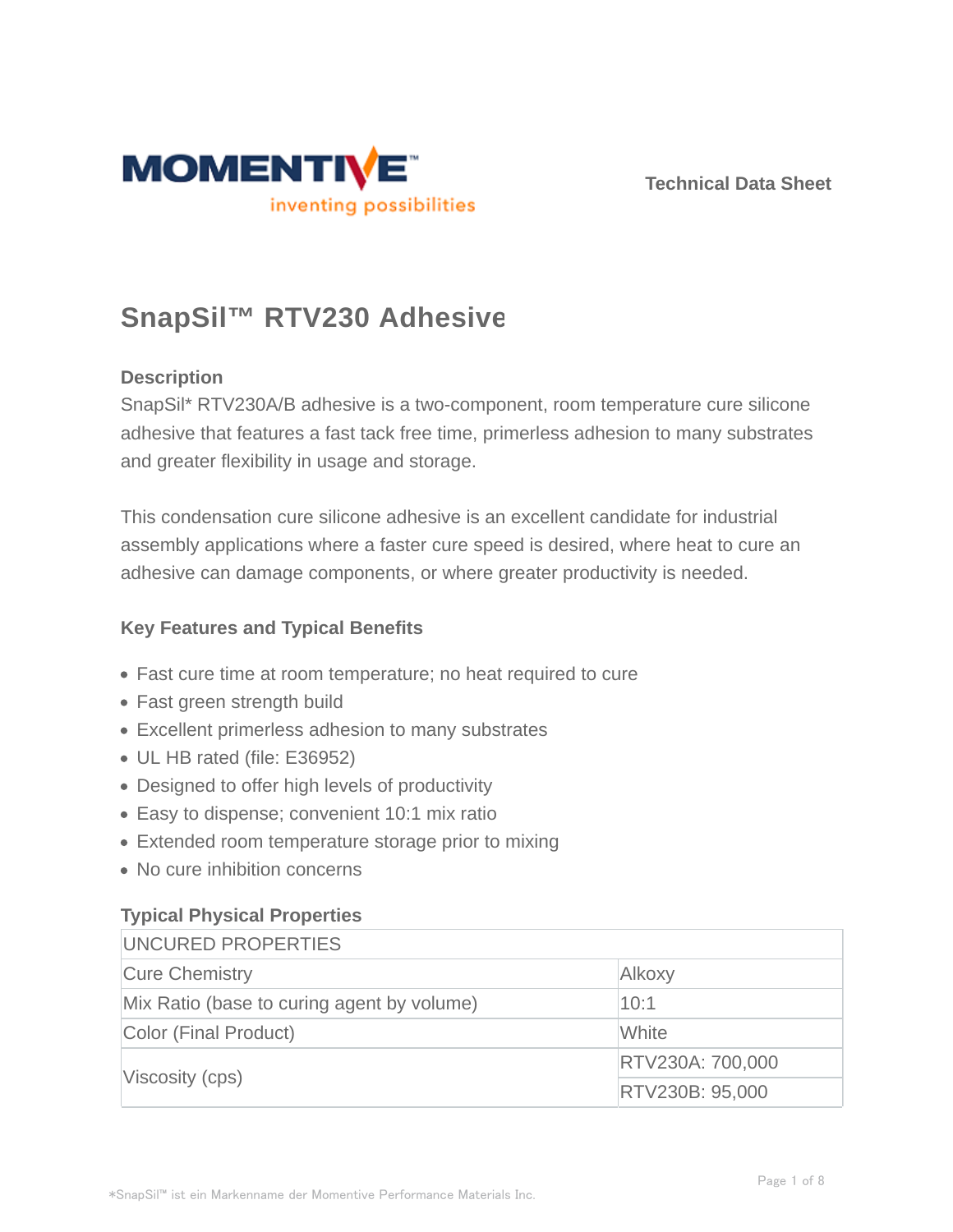MOMENTIVE™

inventing possibilities

Technical Data Sheet

# SnapSil™ RTV230 Adhesive

## Description

SnapSil* RTV230A/B adhesive is a two-component, room temperature cure silicone adhesive that features a fast tack free time, primerless adhesion to many substrates and greater flexibility in usage and storage.

This condensation cure silicone adhesive is an excellent candidate for industrial assembly applications where a faster cure speed is desired, where heat to cure an adhesive can damage components, or where greater productivity is needed.

## Key Features and Typical Benefits

- Fast cure time at room temperature; no heat required to cure
- Fast green strength build
- Excellent primerless adhesion to many substrates
- UL HB rated (file: E36952)
- Designed to offer high levels of productivity
- Easy to dispense; convenient 10:1 mix ratio
- Extended room temperature storage prior to mixing
- No cure inhibition concerns

## Typical Physical Properties

| UNCURED PROPERTIES | |
|---|---|
| Cure Chemistry | Alkoxy |
| Mix Ratio (base to curing agent by volume) | 10:1 |
| Color (Final Product) | White |
| Viscosity (cps) | RTV230A: 700,000 |
| | RTV230B: 95,000 |

*SnapSil™ ist ein Markenname der Momentive Performance Materials Inc.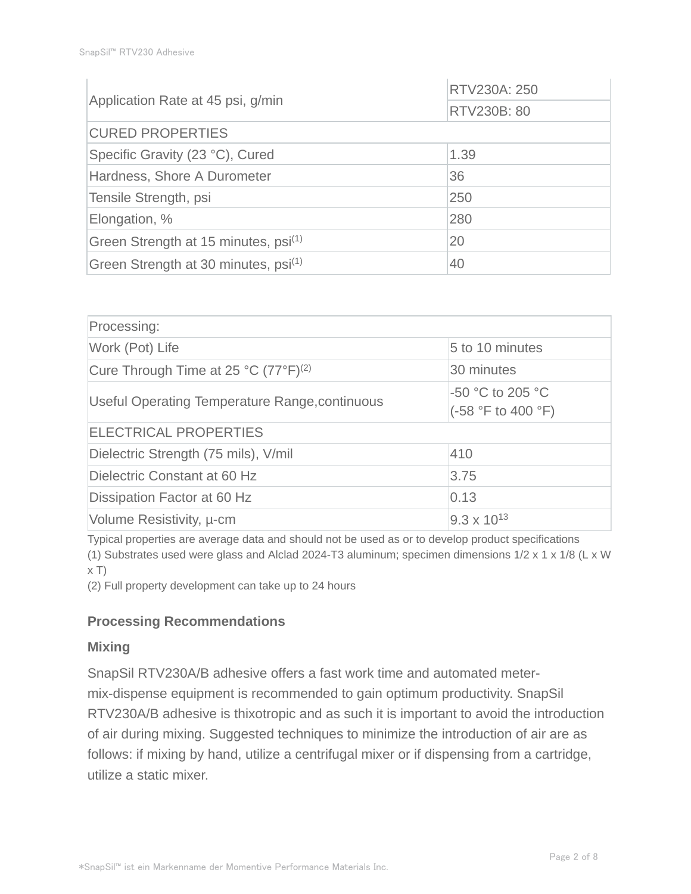| Property | Value |
|---|---|
| Application Rate at 45 psi, g/min | RTV230A: 250 |
| | RTV230B: 80 |
| CURED PROPERTIES | |
| Specific Gravity (23 °C), Cured | 1.39 |
| Hardness, Shore A Durometer | 36 |
| Tensile Strength, psi | 250 |
| Elongation, % | 280 |
| Green Strength at 15 minutes, psi(1) | 20 |
| Green Strength at 30 minutes, psi(1) | 40 |

| Processing: | |
|---|---|
| Work (Pot) Life | 5 to 10 minutes |
| Cure Through Time at 25 °C (77°F)(2) | 30 minutes |
| Useful Operating Temperature Range,continuous | -50 °C to 205 °C (-58 °F to 400 °F) |
| ELECTRICAL PROPERTIES | |
| Dielectric Strength (75 mils), V/mil | 410 |
| Dielectric Constant at 60 Hz | 3.75 |
| Dissipation Factor at 60 Hz | 0.13 |
| Volume Resistivity, μ-cm | $9.3 \times 10^{13}$ |

Typical properties are average data and should not be used as or to develop product specifications
(1) Substrates used were glass and Alclad 2024-T3 aluminum; specimen dimensions 1/2 x 1 x 1/8 (L x W x T)
(2) Full property development can take up to 24 hours

## Processing Recommendations

### Mixing

SnapSil RTV230A/B adhesive offers a fast work time and automated meter-mix-dispense equipment is recommended to gain optimum productivity. SnapSil RTV230A/B adhesive is thixotropic and as such it is important to avoid the introduction of air during mixing. Suggested techniques to minimize the introduction of air are as follows: if mixing by hand, utilize a centrifugal mixer or if dispensing from a cartridge, utilize a static mixer.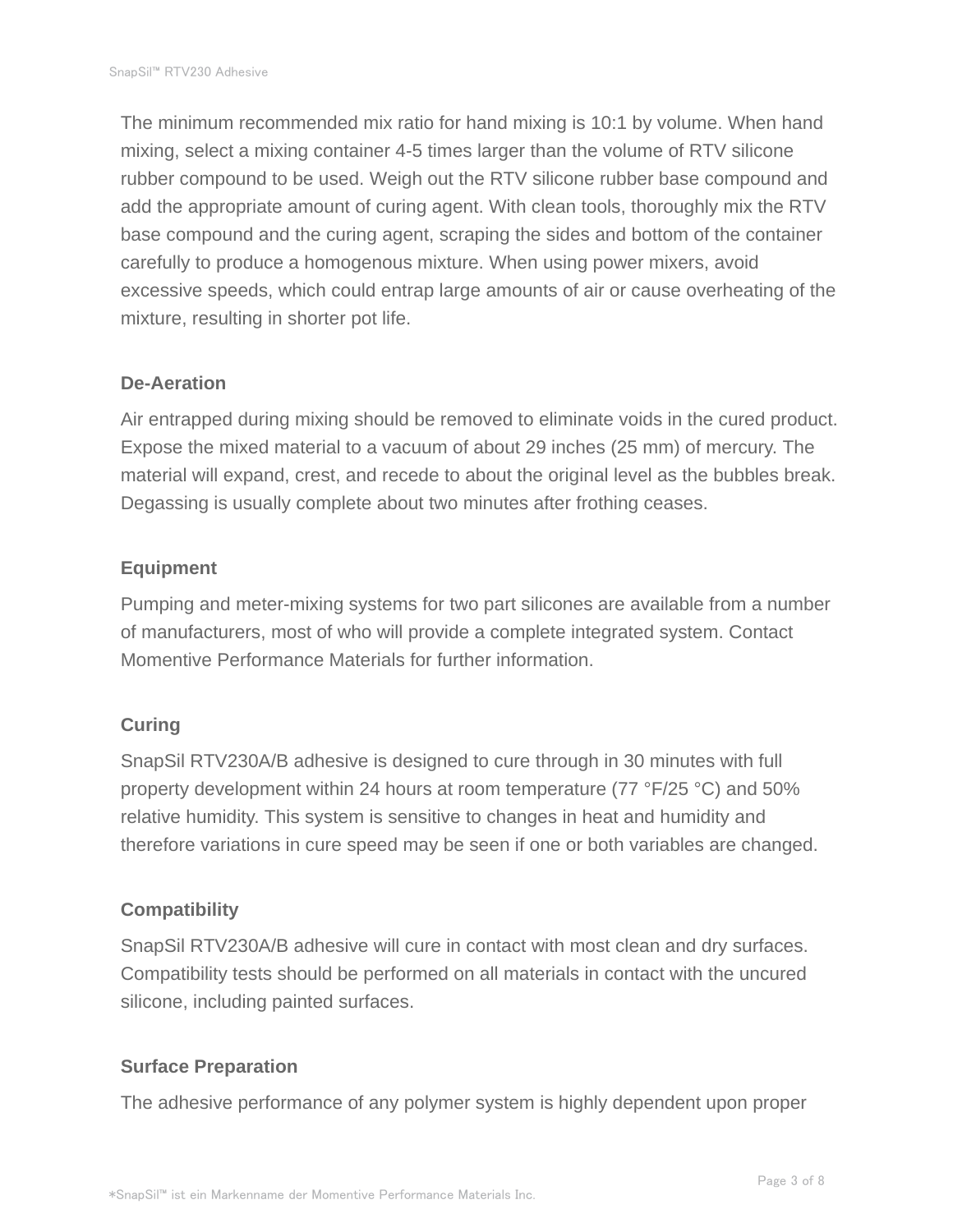The minimum recommended mix ratio for hand mixing is 10:1 by volume. When hand mixing, select a mixing container 4-5 times larger than the volume of RTV silicone rubber compound to be used. Weigh out the RTV silicone rubber base compound and add the appropriate amount of curing agent. With clean tools, thoroughly mix the RTV base compound and the curing agent, scraping the sides and bottom of the container carefully to produce a homogenous mixture. When using power mixers, avoid excessive speeds, which could entrap large amounts of air or cause overheating of the mixture, resulting in shorter pot life.

**De-Aeration**

Air entrapped during mixing should be removed to eliminate voids in the cured product. Expose the mixed material to a vacuum of about 29 inches (25 mm) of mercury. The material will expand, crest, and recede to about the original level as the bubbles break. Degassing is usually complete about two minutes after frothing ceases.

**Equipment**

Pumping and meter-mixing systems for two part silicones are available from a number of manufacturers, most of who will provide a complete integrated system. Contact Momentive Performance Materials for further information.

**Curing**

SnapSil RTV230A/B adhesive is designed to cure through in 30 minutes with full property development within 24 hours at room temperature (77 °F/25 °C) and 50% relative humidity. This system is sensitive to changes in heat and humidity and therefore variations in cure speed may be seen if one or both variables are changed.

**Compatibility**

SnapSil RTV230A/B adhesive will cure in contact with most clean and dry surfaces. Compatibility tests should be performed on all materials in contact with the uncured silicone, including painted surfaces.

**Surface Preparation**

The adhesive performance of any polymer system is highly dependent upon proper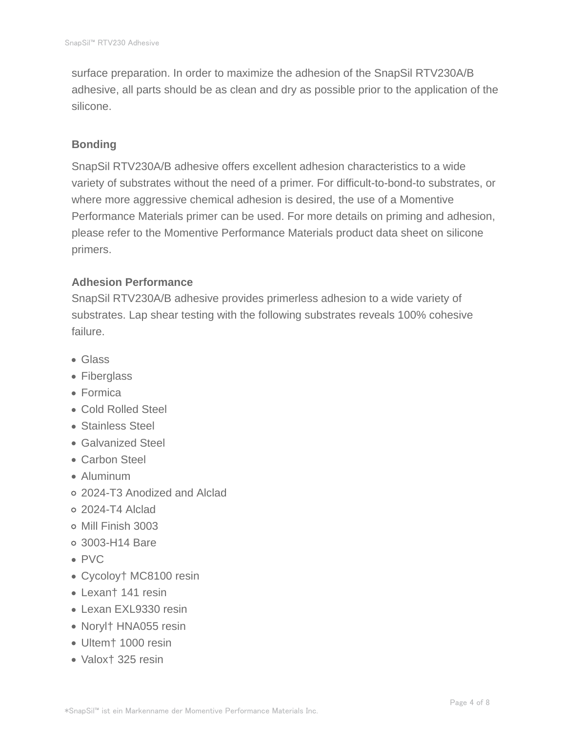surface preparation. In order to maximize the adhesion of the SnapSil RTV230A/B adhesive, all parts should be as clean and dry as possible prior to the application of the silicone.

### Bonding

SnapSil RTV230A/B adhesive offers excellent adhesion characteristics to a wide variety of substrates without the need of a primer. For difficult-to-bond-to substrates, or where more aggressive chemical adhesion is desired, the use of a Momentive Performance Materials primer can be used. For more details on priming and adhesion, please refer to the Momentive Performance Materials product data sheet on silicone primers.

### Adhesion Performance

SnapSil RTV230A/B adhesive provides primerless adhesion to a wide variety of substrates. Lap shear testing with the following substrates reveals 100% cohesive failure.

- Glass
- Fiberglass
- Formica
- Cold Rolled Steel
- Stainless Steel
- Galvanized Steel
- Carbon Steel
- Aluminum
  - 2024-T3 Anodized and Alclad
  - 2024-T4 Alclad
  - Mill Finish 3003
  - 3003-H14 Bare
- PVC
- Cycoloy† MC8100 resin
- Lexan† 141 resin
- Lexan EXL9330 resin
- Noryl† HNA055 resin
- Ultem† 1000 resin
- Valox† 325 resin

*SnapSil™ ist ein Markenname der Momentive Performance Materials Inc.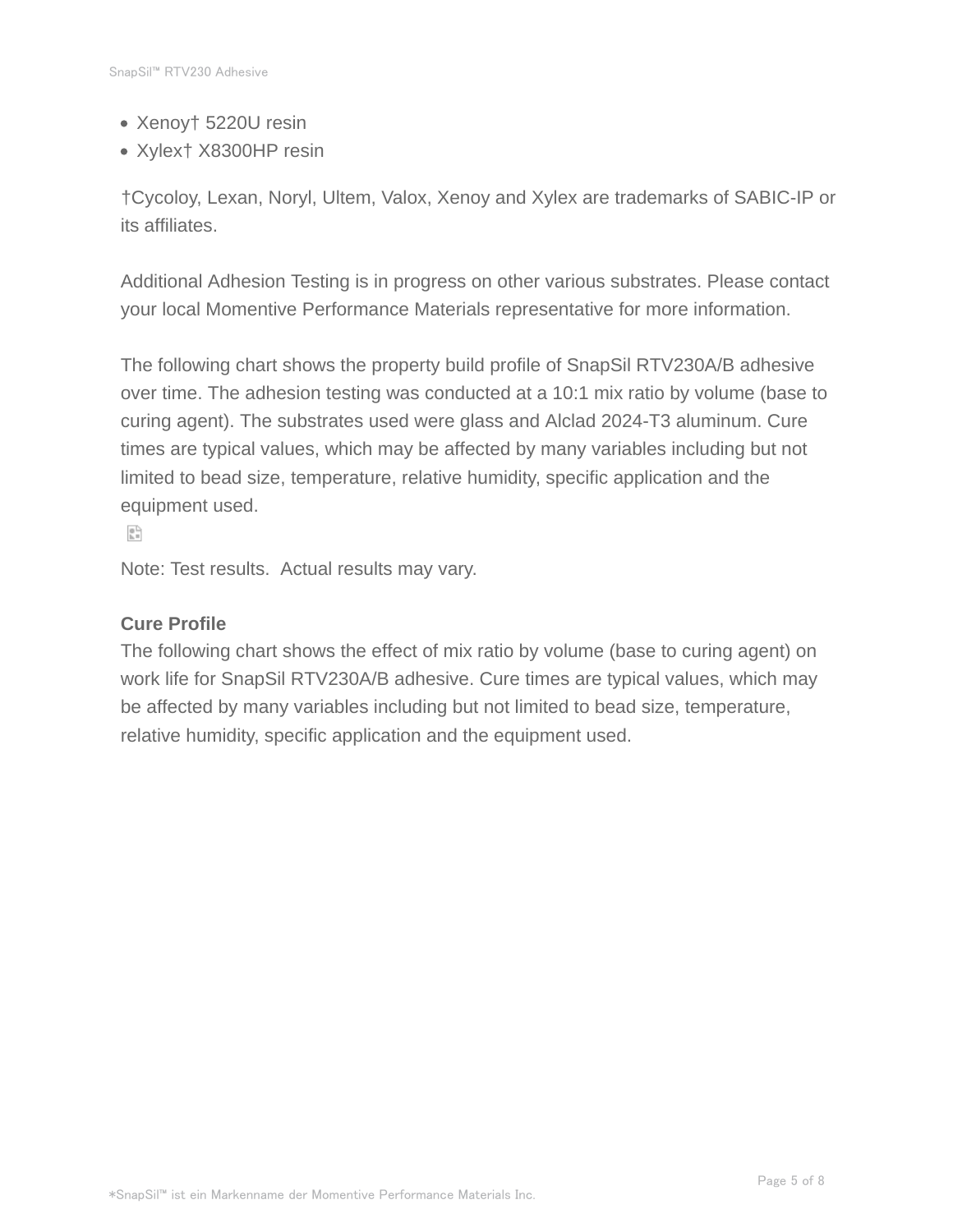- Xenoy† 5220U resin
- Xylex† X8300HP resin

†Cycoloy, Lexan, Noryl, Ultem, Valox, Xenoy and Xylex are trademarks of SABIC-IP or its affiliates.

Additional Adhesion Testing is in progress on other various substrates. Please contact your local Momentive Performance Materials representative for more information.

The following chart shows the property build profile of SnapSil RTV230A/B adhesive over time. The adhesion testing was conducted at a 10:1 mix ratio by volume (base to curing agent). The substrates used were glass and Alclad 2024-T3 aluminum. Cure times are typical values, which may be affected by many variables including but not limited to bead size, temperature, relative humidity, specific application and the equipment used.

Note: Test results. Actual results may vary.

**Cure Profile**

The following chart shows the effect of mix ratio by volume (base to curing agent) on work life for SnapSil RTV230A/B adhesive. Cure times are typical values, which may be affected by many variables including but not limited to bead size, temperature, relative humidity, specific application and the equipment used.

*SnapSil™ ist ein Markenname der Momentive Performance Materials Inc.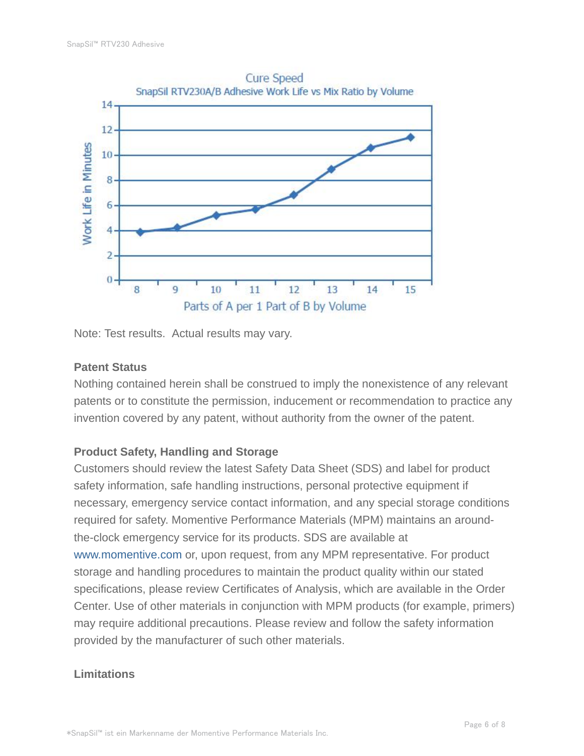Cure Speed

SnapSil RTV230A/B Adhesive Work Life vs Mix Ratio by Volume

Note: Test results. Actual results may vary.

**Patent Status**

Nothing contained herein shall be construed to imply the nonexistence of any relevant patents or to constitute the permission, inducement or recommendation to practice any invention covered by any patent, without authority from the owner of the patent.

**Product Safety, Handling and Storage**

Customers should review the latest Safety Data Sheet (SDS) and label for product safety information, safe handling instructions, personal protective equipment if necessary, emergency service contact information, and any special storage conditions required for safety. Momentive Performance Materials (MPM) maintains an around-the-clock emergency service for its products. SDS are available at www.momentive.com or, upon request, from any MPM representative. For product storage and handling procedures to maintain the product quality within our stated specifications, please review Certificates of Analysis, which are available in the Order Center. Use of other materials in conjunction with MPM products (for example, primers) may require additional precautions. Please review and follow the safety information provided by the manufacturer of such other materials.

**Limitations**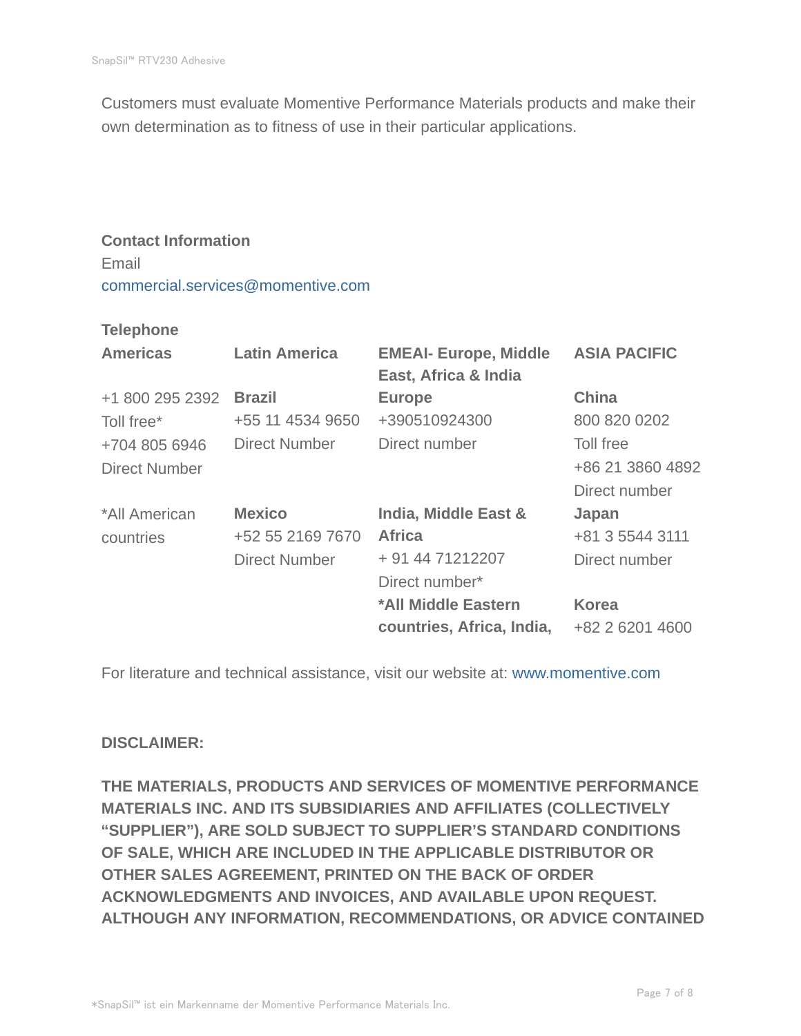Customers must evaluate Momentive Performance Materials products and make their own determination as to fitness of use in their particular applications.

**Contact Information**

Email

commercial.services@momentive.com

**Telephone**

| **Americas** | **Latin America** | **EMEAI- Europe, Middle East, Africa & India** | **ASIA PACIFIC** |
|---|---|---|---|
| +1 800 295 2392<br>Toll free*<br>+704 805 6946<br>Direct Number | **Brazil**<br>+55 11 4534 9650<br>Direct Number | **Europe**<br>+390510924300<br>Direct number | **China**<br>800 820 0202<br>Toll free<br>+86 21 3860 4892<br>Direct number |
| *All American countries | **Mexico**<br>+52 55 2169 7670<br>Direct Number | **India, Middle East & Africa**<br>+ 91 44 71212207<br>Direct number* | **Japan**<br>+81 3 5544 3111<br>Direct number |
| | | ***All Middle Eastern countries, Africa, India,** | **Korea**<br>+82 2 6201 4600 |

For literature and technical assistance, visit our website at: www.momentive.com

**DISCLAIMER:**

**THE MATERIALS, PRODUCTS AND SERVICES OF MOMENTIVE PERFORMANCE MATERIALS INC. AND ITS SUBSIDIARIES AND AFFILIATES (COLLECTIVELY "SUPPLIER"), ARE SOLD SUBJECT TO SUPPLIER'S STANDARD CONDITIONS OF SALE, WHICH ARE INCLUDED IN THE APPLICABLE DISTRIBUTOR OR OTHER SALES AGREEMENT, PRINTED ON THE BACK OF ORDER ACKNOWLEDGMENTS AND INVOICES, AND AVAILABLE UPON REQUEST. ALTHOUGH ANY INFORMATION, RECOMMENDATIONS, OR ADVICE CONTAINED**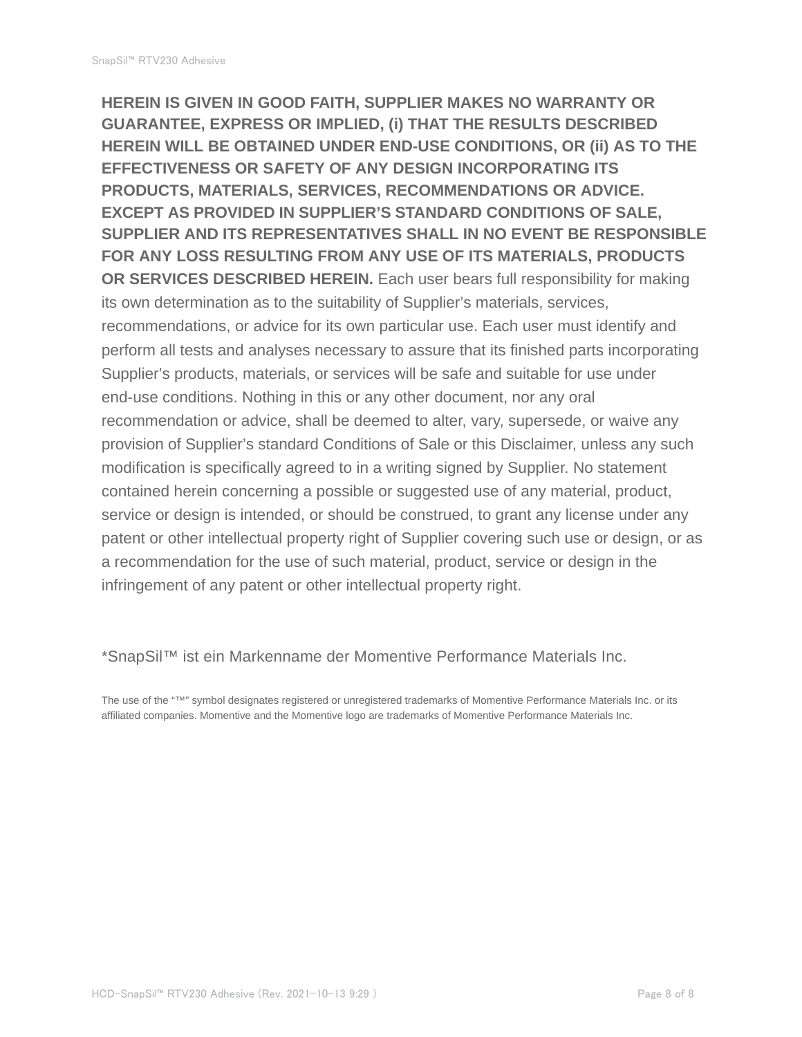**HEREIN IS GIVEN IN GOOD FAITH, SUPPLIER MAKES NO WARRANTY OR GUARANTEE, EXPRESS OR IMPLIED, (i) THAT THE RESULTS DESCRIBED HEREIN WILL BE OBTAINED UNDER END-USE CONDITIONS, OR (ii) AS TO THE EFFECTIVENESS OR SAFETY OF ANY DESIGN INCORPORATING ITS PRODUCTS, MATERIALS, SERVICES, RECOMMENDATIONS OR ADVICE. EXCEPT AS PROVIDED IN SUPPLIER'S STANDARD CONDITIONS OF SALE, SUPPLIER AND ITS REPRESENTATIVES SHALL IN NO EVENT BE RESPONSIBLE FOR ANY LOSS RESULTING FROM ANY USE OF ITS MATERIALS, PRODUCTS OR SERVICES DESCRIBED HEREIN.** Each user bears full responsibility for making its own determination as to the suitability of Supplier's materials, services, recommendations, or advice for its own particular use. Each user must identify and perform all tests and analyses necessary to assure that its finished parts incorporating Supplier's products, materials, or services will be safe and suitable for use under end-use conditions. Nothing in this or any other document, nor any oral recommendation or advice, shall be deemed to alter, vary, supersede, or waive any provision of Supplier's standard Conditions of Sale or this Disclaimer, unless any such modification is specifically agreed to in a writing signed by Supplier. No statement contained herein concerning a possible or suggested use of any material, product, service or design is intended, or should be construed, to grant any license under any patent or other intellectual property right of Supplier covering such use or design, or as a recommendation for the use of such material, product, service or design in the infringement of any patent or other intellectual property right.

*SnapSil™ ist ein Markenname der Momentive Performance Materials Inc.

The use of the "™" symbol designates registered or unregistered trademarks of Momentive Performance Materials Inc. or its affiliated companies. Momentive and the Momentive logo are trademarks of Momentive Performance Materials Inc.